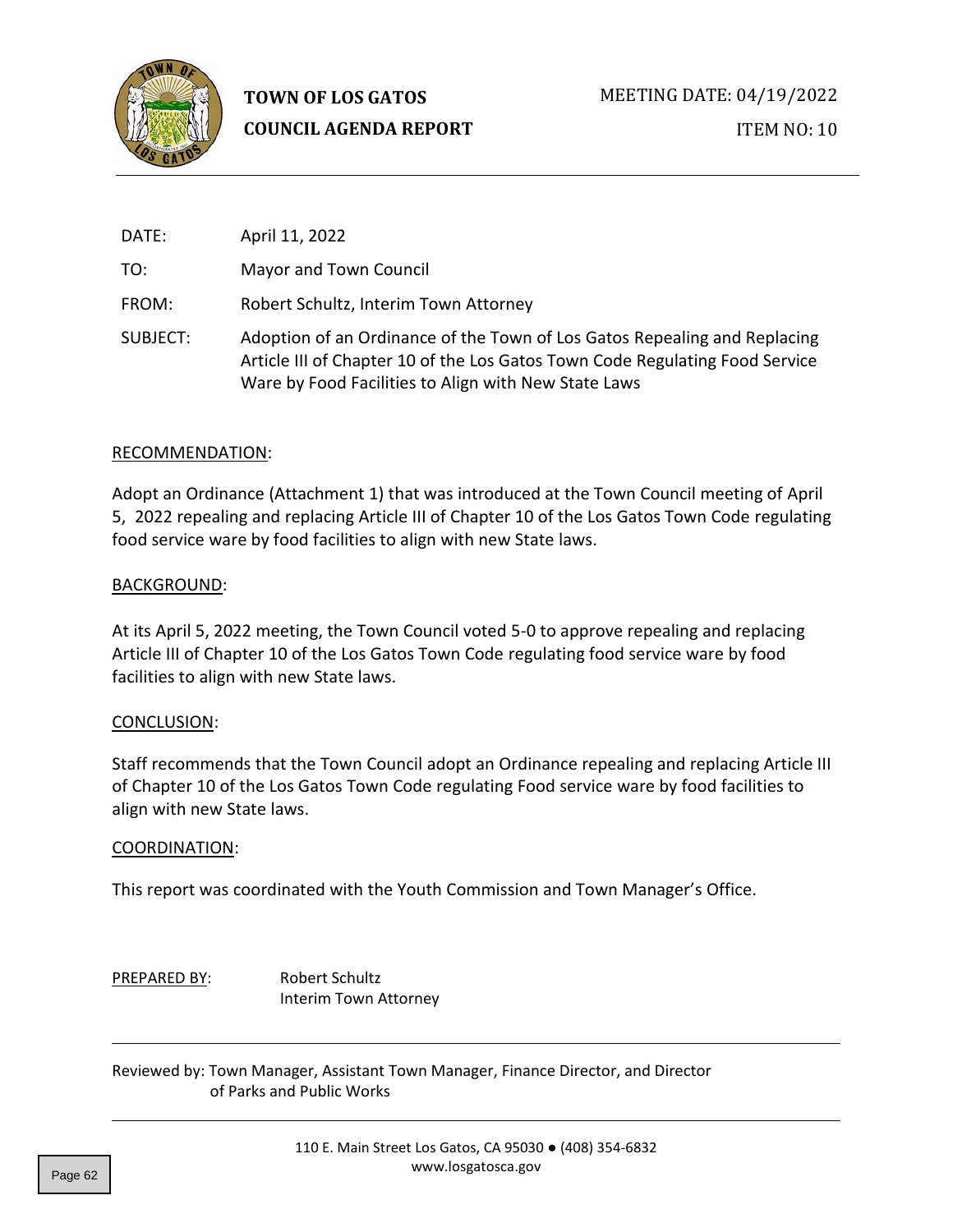**TOWN OF LOS GATOS**

**COUNCIL AGENDA REPORT**

MEETING DATE: 04/19/2022

ITEM NO: 10

DATE: April 11, 2022

TO: Mayor and Town Council

FROM: Robert Schultz, Interim Town Attorney

SUBJECT: Adoption of an Ordinance of the Town of Los Gatos Repealing and Replacing Article III of Chapter 10 of the Los Gatos Town Code Regulating Food Service Ware by Food Facilities to Align with New State Laws

RECOMMENDATION:

Adopt an Ordinance (Attachment 1) that was introduced at the Town Council meeting of April 5, 2022 repealing and replacing Article III of Chapter 10 of the Los Gatos Town Code regulating food service ware by food facilities to align with new State laws.

BACKGROUND:

At its April 5, 2022 meeting, the Town Council voted 5-0 to approve repealing and replacing Article III of Chapter 10 of the Los Gatos Town Code regulating food service ware by food facilities to align with new State laws.

CONCLUSION:

Staff recommends that the Town Council adopt an Ordinance repealing and replacing Article III of Chapter 10 of the Los Gatos Town Code regulating Food service ware by food facilities to align with new State laws.

COORDINATION:

This report was coordinated with the Youth Commission and Town Manager's Office.

PREPARED BY: Robert Schultz
Interim Town Attorney

Reviewed by: Town Manager, Assistant Town Manager, Finance Director, and Director of Parks and Public Works

110 E. Main Street Los Gatos, CA 95030 ● (408) 354-6832
www.losgatosca.gov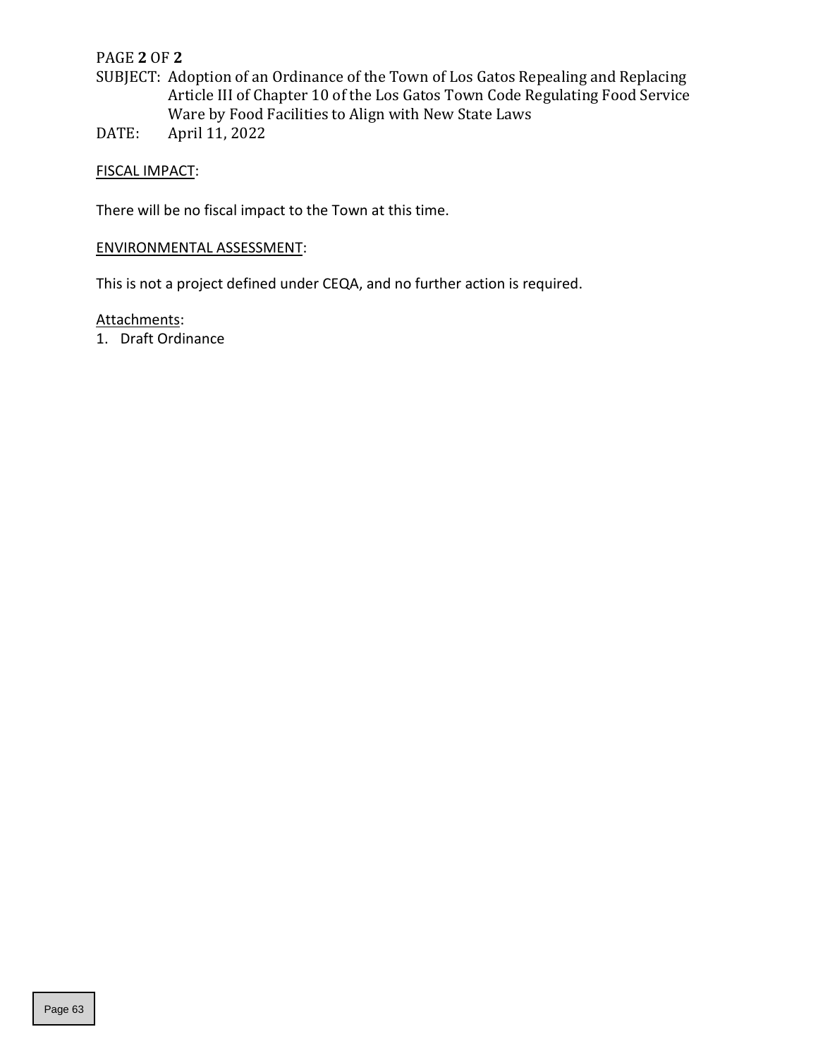SUBJECT: Adoption of an Ordinance of the Town of Los Gatos Repealing and Replacing Article III of Chapter 10 of the Los Gatos Town Code Regulating Food Service Ware by Food Facilities to Align with New State Laws

DATE: April 11, 2022

FISCAL IMPACT:

There will be no fiscal impact to the Town at this time.

ENVIRONMENTAL ASSESSMENT:

This is not a project defined under CEQA, and no further action is required.

Attachments:

1. Draft Ordinance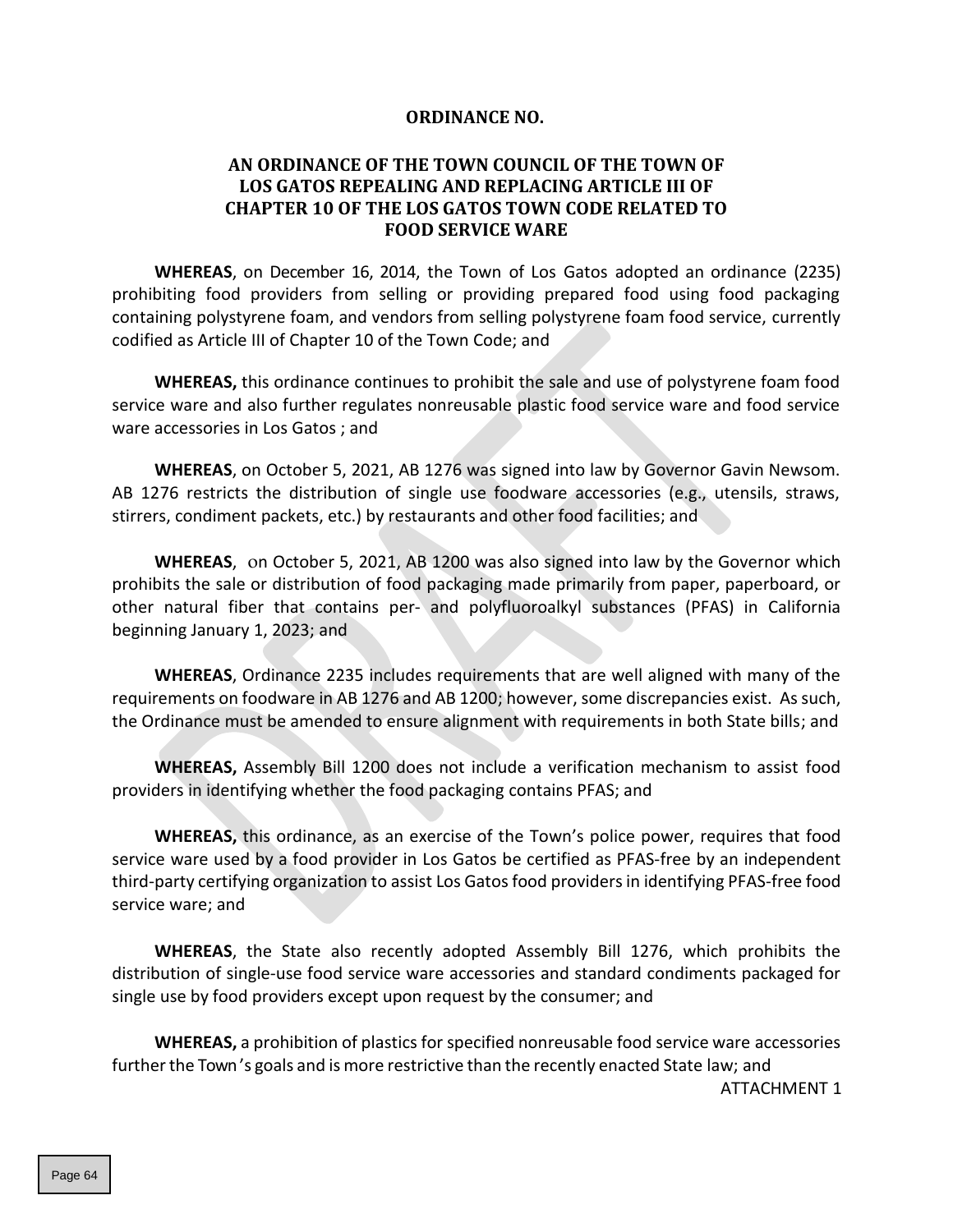**ORDINANCE NO.**

**AN ORDINANCE OF THE TOWN COUNCIL OF THE TOWN OF LOS GATOS REPEALING AND REPLACING ARTICLE III OF CHAPTER 10 OF THE LOS GATOS TOWN CODE RELATED TO FOOD SERVICE WARE**

**WHEREAS**, on December 16, 2014, the Town of Los Gatos adopted an ordinance (2235) prohibiting food providers from selling or providing prepared food using food packaging containing polystyrene foam, and vendors from selling polystyrene foam food service, currently codified as Article III of Chapter 10 of the Town Code; and

**WHEREAS,** this ordinance continues to prohibit the sale and use of polystyrene foam food service ware and also further regulates nonreusable plastic food service ware and food service ware accessories in Los Gatos ; and

**WHEREAS**, on October 5, 2021, AB 1276 was signed into law by Governor Gavin Newsom. AB 1276 restricts the distribution of single use foodware accessories (e.g., utensils, straws, stirrers, condiment packets, etc.) by restaurants and other food facilities; and

**WHEREAS**, on October 5, 2021, AB 1200 was also signed into law by the Governor which prohibits the sale or distribution of food packaging made primarily from paper, paperboard, or other natural fiber that contains per- and polyfluoroalkyl substances (PFAS) in California beginning January 1, 2023; and

**WHEREAS**, Ordinance 2235 includes requirements that are well aligned with many of the requirements on foodware in AB 1276 and AB 1200; however, some discrepancies exist. As such, the Ordinance must be amended to ensure alignment with requirements in both State bills; and

**WHEREAS,** Assembly Bill 1200 does not include a verification mechanism to assist food providers in identifying whether the food packaging contains PFAS; and

**WHEREAS,** this ordinance, as an exercise of the Town's police power, requires that food service ware used by a food provider in Los Gatos be certified as PFAS-free by an independent third-party certifying organization to assist Los Gatos food providers in identifying PFAS-free food service ware; and

**WHEREAS**, the State also recently adopted Assembly Bill 1276, which prohibits the distribution of single-use food service ware accessories and standard condiments packaged for single use by food providers except upon request by the consumer; and

**WHEREAS,** a prohibition of plastics for specified nonreusable food service ware accessories further the Town's goals and is more restrictive than the recently enacted State law; and

ATTACHMENT 1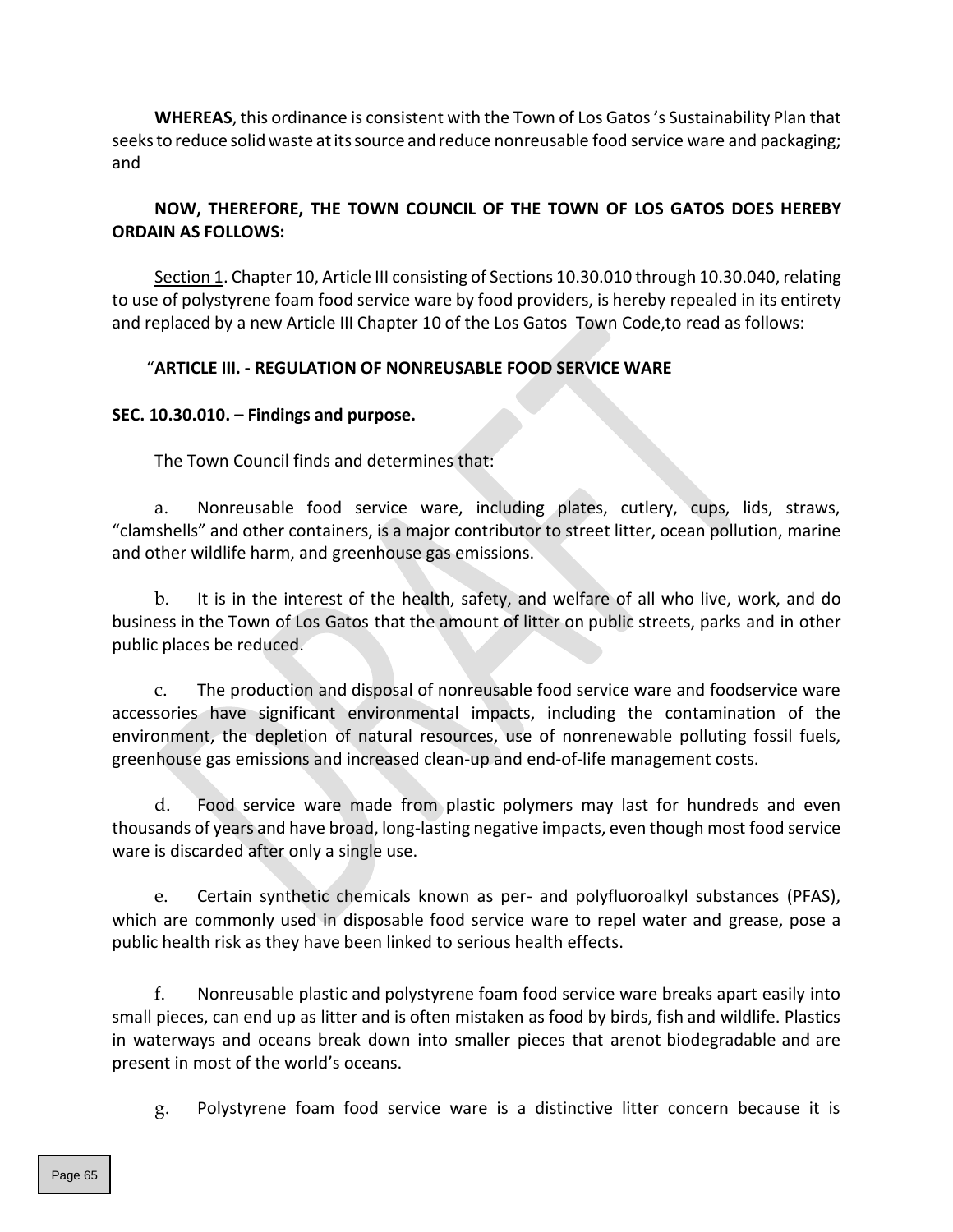**WHEREAS**, this ordinance is consistent with the Town of Los Gatos's Sustainability Plan that seeks to reduce solid waste at its source and reduce nonreusable food service ware and packaging; and

**NOW, THEREFORE, THE TOWN COUNCIL OF THE TOWN OF LOS GATOS DOES HEREBY ORDAIN AS FOLLOWS:**

Section 1. Chapter 10, Article III consisting of Sections 10.30.010 through 10.30.040, relating to use of polystyrene foam food service ware by food providers, is hereby repealed in its entirety and replaced by a new Article III Chapter 10 of the Los Gatos Town Code,to read as follows:

"**ARTICLE III. - REGULATION OF NONREUSABLE FOOD SERVICE WARE**

**SEC. 10.30.010. – Findings and purpose.**

The Town Council finds and determines that:

a. Nonreusable food service ware, including plates, cutlery, cups, lids, straws, "clamshells" and other containers, is a major contributor to street litter, ocean pollution, marine and other wildlife harm, and greenhouse gas emissions.

b. It is in the interest of the health, safety, and welfare of all who live, work, and do business in the Town of Los Gatos that the amount of litter on public streets, parks and in other public places be reduced.

c. The production and disposal of nonreusable food service ware and foodservice ware accessories have significant environmental impacts, including the contamination of the environment, the depletion of natural resources, use of nonrenewable polluting fossil fuels, greenhouse gas emissions and increased clean-up and end-of-life management costs.

d. Food service ware made from plastic polymers may last for hundreds and even thousands of years and have broad, long-lasting negative impacts, even though most food service ware is discarded after only a single use.

e. Certain synthetic chemicals known as per- and polyfluoroalkyl substances (PFAS), which are commonly used in disposable food service ware to repel water and grease, pose a public health risk as they have been linked to serious health effects.

f. Nonreusable plastic and polystyrene foam food service ware breaks apart easily into small pieces, can end up as litter and is often mistaken as food by birds, fish and wildlife. Plastics in waterways and oceans break down into smaller pieces that arenot biodegradable and are present in most of the world's oceans.

g. Polystyrene foam food service ware is a distinctive litter concern because it is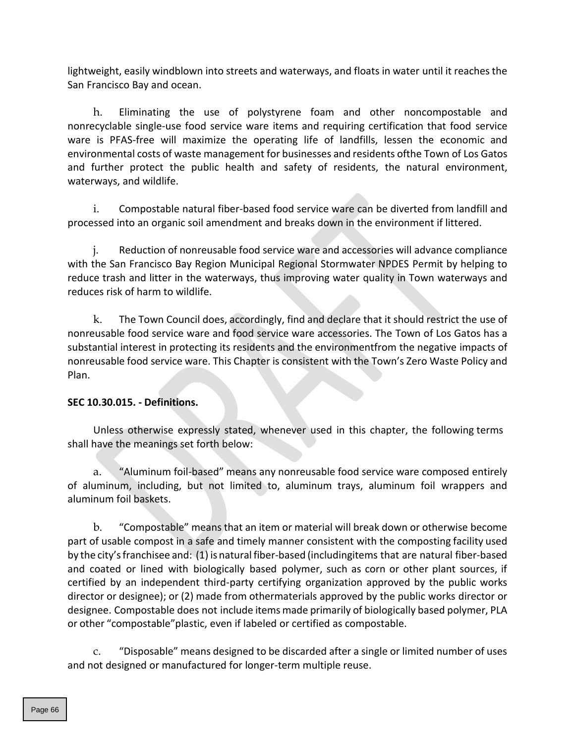lightweight, easily windblown into streets and waterways, and floats in water until it reaches the San Francisco Bay and ocean.

h. Eliminating the use of polystyrene foam and other noncompostable and nonrecyclable single-use food service ware items and requiring certification that food service ware is PFAS-free will maximize the operating life of landfills, lessen the economic and environmental costs of waste management for businesses and residents ofthe Town of Los Gatos and further protect the public health and safety of residents, the natural environment, waterways, and wildlife.

i. Compostable natural fiber-based food service ware can be diverted from landfill and processed into an organic soil amendment and breaks down in the environment if littered.

j. Reduction of nonreusable food service ware and accessories will advance compliance with the San Francisco Bay Region Municipal Regional Stormwater NPDES Permit by helping to reduce trash and litter in the waterways, thus improving water quality in Town waterways and reduces risk of harm to wildlife.

k. The Town Council does, accordingly, find and declare that it should restrict the use of nonreusable food service ware and food service ware accessories. The Town of Los Gatos has a substantial interest in protecting its residents and the environmentfrom the negative impacts of nonreusable food service ware. This Chapter is consistent with the Town's Zero Waste Policy and Plan.

**SEC 10.30.015. - Definitions.**

Unless otherwise expressly stated, whenever used in this chapter, the following terms shall have the meanings set forth below:

a. "Aluminum foil-based" means any nonreusable food service ware composed entirely of aluminum, including, but not limited to, aluminum trays, aluminum foil wrappers and aluminum foil baskets.

b. "Compostable" means that an item or material will break down or otherwise become part of usable compost in a safe and timely manner consistent with the composting facility used by the city's franchisee and: (1) is natural fiber-based (includingitems that are natural fiber-based and coated or lined with biologically based polymer, such as corn or other plant sources, if certified by an independent third-party certifying organization approved by the public works director or designee); or (2) made from othermaterials approved by the public works director or designee. Compostable does not include items made primarily of biologically based polymer, PLA or other "compostable"plastic, even if labeled or certified as compostable.

c. "Disposable" means designed to be discarded after a single or limited number of uses and not designed or manufactured for longer-term multiple reuse.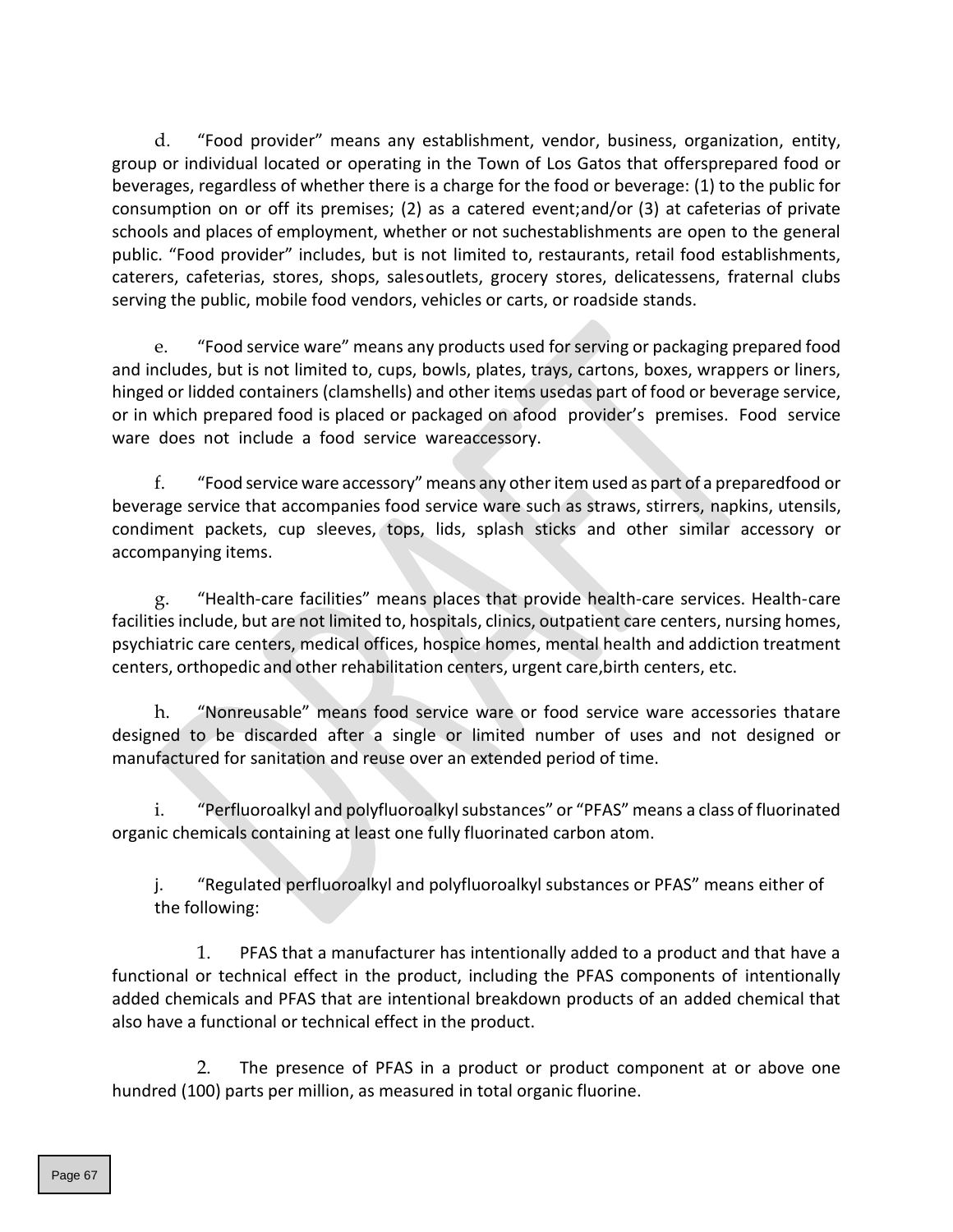d. "Food provider" means any establishment, vendor, business, organization, entity, group or individual located or operating in the Town of Los Gatos that offersprepared food or beverages, regardless of whether there is a charge for the food or beverage: (1) to the public for consumption on or off its premises; (2) as a catered event;and/or (3) at cafeterias of private schools and places of employment, whether or not suchestablishments are open to the general public. "Food provider" includes, but is not limited to, restaurants, retail food establishments, caterers, cafeterias, stores, shops, salesoutlets, grocery stores, delicatessens, fraternal clubs serving the public, mobile food vendors, vehicles or carts, or roadside stands.

e. "Food service ware" means any products used for serving or packaging prepared food and includes, but is not limited to, cups, bowls, plates, trays, cartons, boxes, wrappers or liners, hinged or lidded containers (clamshells) and other items usedas part of food or beverage service, or in which prepared food is placed or packaged on afood provider's premises. Food service ware does not include a food service wareaccessory.

f. "Food service ware accessory" means any other item used as part of a preparedfood or beverage service that accompanies food service ware such as straws, stirrers, napkins, utensils, condiment packets, cup sleeves, tops, lids, splash sticks and other similar accessory or accompanying items.

g. "Health-care facilities" means places that provide health-care services. Health-care facilities include, but are not limited to, hospitals, clinics, outpatient care centers, nursing homes, psychiatric care centers, medical offices, hospice homes, mental health and addiction treatment centers, orthopedic and other rehabilitation centers, urgent care,birth centers, etc.

h. "Nonreusable" means food service ware or food service ware accessories thatare designed to be discarded after a single or limited number of uses and not designed or manufactured for sanitation and reuse over an extended period of time.

i. "Perfluoroalkyl and polyfluoroalkyl substances" or "PFAS" means a class of fluorinated organic chemicals containing at least one fully fluorinated carbon atom.

j. "Regulated perfluoroalkyl and polyfluoroalkyl substances or PFAS" means either of the following:

1. PFAS that a manufacturer has intentionally added to a product and that have a functional or technical effect in the product, including the PFAS components of intentionally added chemicals and PFAS that are intentional breakdown products of an added chemical that also have a functional or technical effect in the product.

2. The presence of PFAS in a product or product component at or above one hundred (100) parts per million, as measured in total organic fluorine.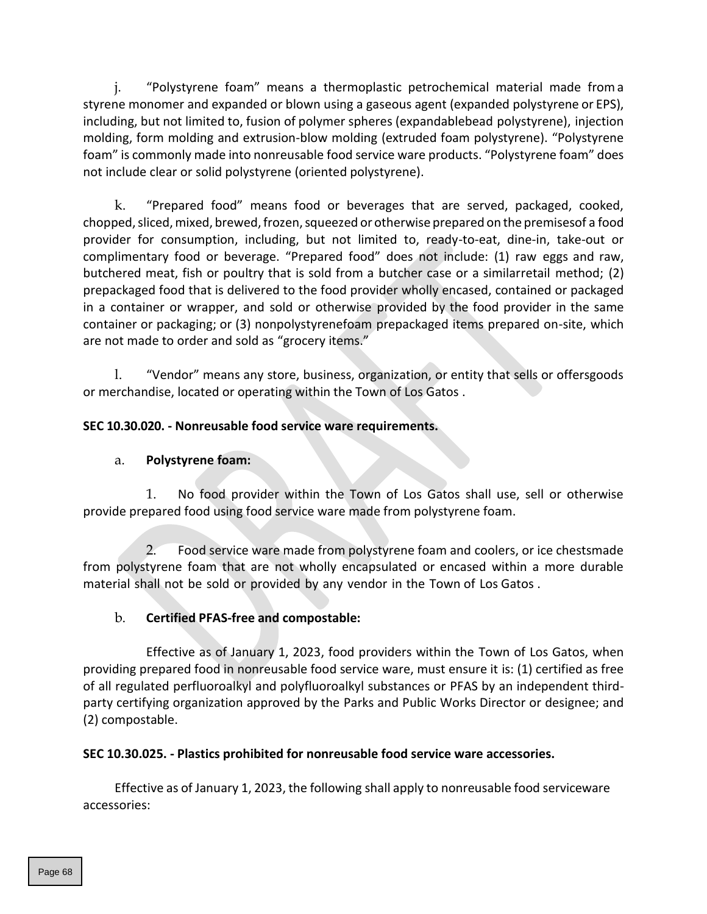j. "Polystyrene foam" means a thermoplastic petrochemical material made from a styrene monomer and expanded or blown using a gaseous agent (expanded polystyrene or EPS), including, but not limited to, fusion of polymer spheres (expandablebead polystyrene), injection molding, form molding and extrusion-blow molding (extruded foam polystyrene). "Polystyrene foam" is commonly made into nonreusable food service ware products. "Polystyrene foam" does not include clear or solid polystyrene (oriented polystyrene).

k. "Prepared food" means food or beverages that are served, packaged, cooked, chopped, sliced, mixed, brewed, frozen, squeezed or otherwise prepared on the premisesof a food provider for consumption, including, but not limited to, ready-to-eat, dine-in, take-out or complimentary food or beverage. "Prepared food" does not include: (1) raw eggs and raw, butchered meat, fish or poultry that is sold from a butcher case or a similarretail method; (2) prepackaged food that is delivered to the food provider wholly encased, contained or packaged in a container or wrapper, and sold or otherwise provided by the food provider in the same container or packaging; or (3) nonpolystyrenefoam prepackaged items prepared on-site, which are not made to order and sold as "grocery items."

l. "Vendor" means any store, business, organization, or entity that sells or offersgoods or merchandise, located or operating within the Town of Los Gatos .

**SEC 10.30.020. - Nonreusable food service ware requirements.**

a. **Polystyrene foam:**

1. No food provider within the Town of Los Gatos shall use, sell or otherwise provide prepared food using food service ware made from polystyrene foam.

2. Food service ware made from polystyrene foam and coolers, or ice chestsmade from polystyrene foam that are not wholly encapsulated or encased within a more durable material shall not be sold or provided by any vendor in the Town of Los Gatos .

b. **Certified PFAS-free and compostable:**

Effective as of January 1, 2023, food providers within the Town of Los Gatos, when providing prepared food in nonreusable food service ware, must ensure it is: (1) certified as free of all regulated perfluoroalkyl and polyfluoroalkyl substances or PFAS by an independent third-party certifying organization approved by the Parks and Public Works Director or designee; and (2) compostable.

**SEC 10.30.025. - Plastics prohibited for nonreusable food service ware accessories.**

Effective as of January 1, 2023, the following shall apply to nonreusable food serviceware accessories: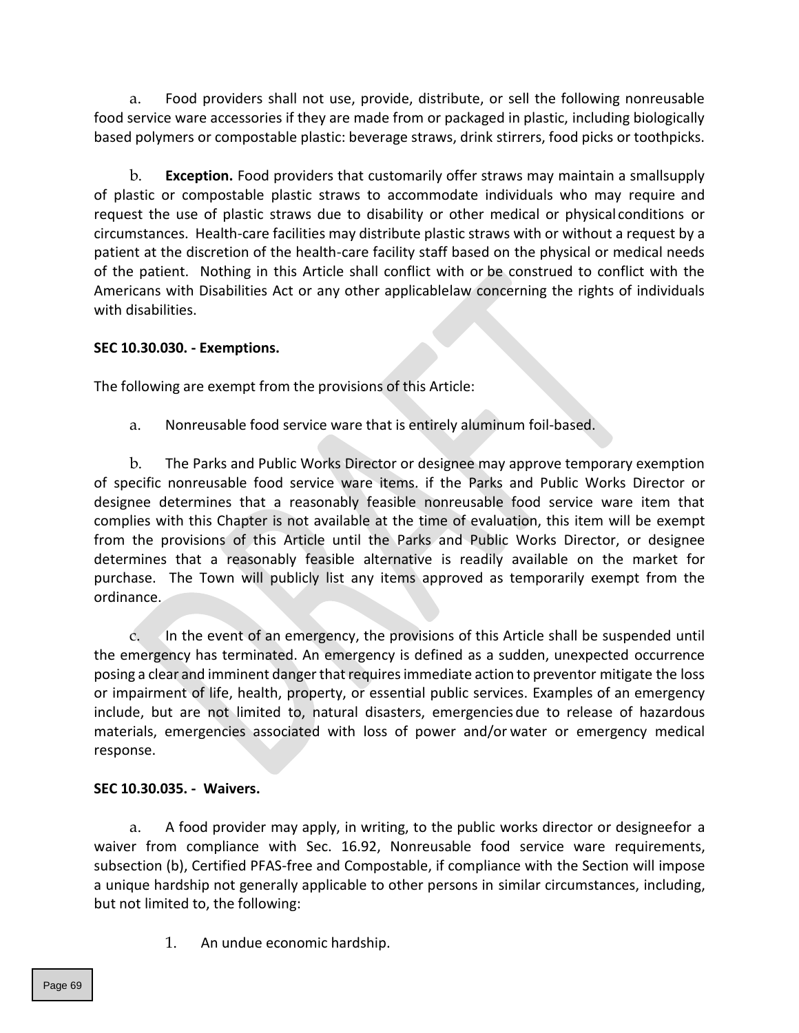a. Food providers shall not use, provide, distribute, or sell the following nonreusable food service ware accessories if they are made from or packaged in plastic, including biologically based polymers or compostable plastic: beverage straws, drink stirrers, food picks or toothpicks.

b. **Exception.** Food providers that customarily offer straws may maintain a smallsupply of plastic or compostable plastic straws to accommodate individuals who may require and request the use of plastic straws due to disability or other medical or physical conditions or circumstances. Health-care facilities may distribute plastic straws with or without a request by a patient at the discretion of the health-care facility staff based on the physical or medical needs of the patient. Nothing in this Article shall conflict with or be construed to conflict with the Americans with Disabilities Act or any other applicablelaw concerning the rights of individuals with disabilities.

**SEC 10.30.030. - Exemptions.**

The following are exempt from the provisions of this Article:

a. Nonreusable food service ware that is entirely aluminum foil-based.

b. The Parks and Public Works Director or designee may approve temporary exemption of specific nonreusable food service ware items. if the Parks and Public Works Director or designee determines that a reasonably feasible nonreusable food service ware item that complies with this Chapter is not available at the time of evaluation, this item will be exempt from the provisions of this Article until the Parks and Public Works Director, or designee determines that a reasonably feasible alternative is readily available on the market for purchase. The Town will publicly list any items approved as temporarily exempt from the ordinance.

c. In the event of an emergency, the provisions of this Article shall be suspended until the emergency has terminated. An emergency is defined as a sudden, unexpected occurrence posing a clear and imminent danger that requires immediate action to preventor mitigate the loss or impairment of life, health, property, or essential public services. Examples of an emergency include, but are not limited to, natural disasters, emergencies due to release of hazardous materials, emergencies associated with loss of power and/or water or emergency medical response.

**SEC 10.30.035. - Waivers.**

a. A food provider may apply, in writing, to the public works director or designeefor a waiver from compliance with Sec. 16.92, Nonreusable food service ware requirements, subsection (b), Certified PFAS-free and Compostable, if compliance with the Section will impose a unique hardship not generally applicable to other persons in similar circumstances, including, but not limited to, the following:

1. An undue economic hardship.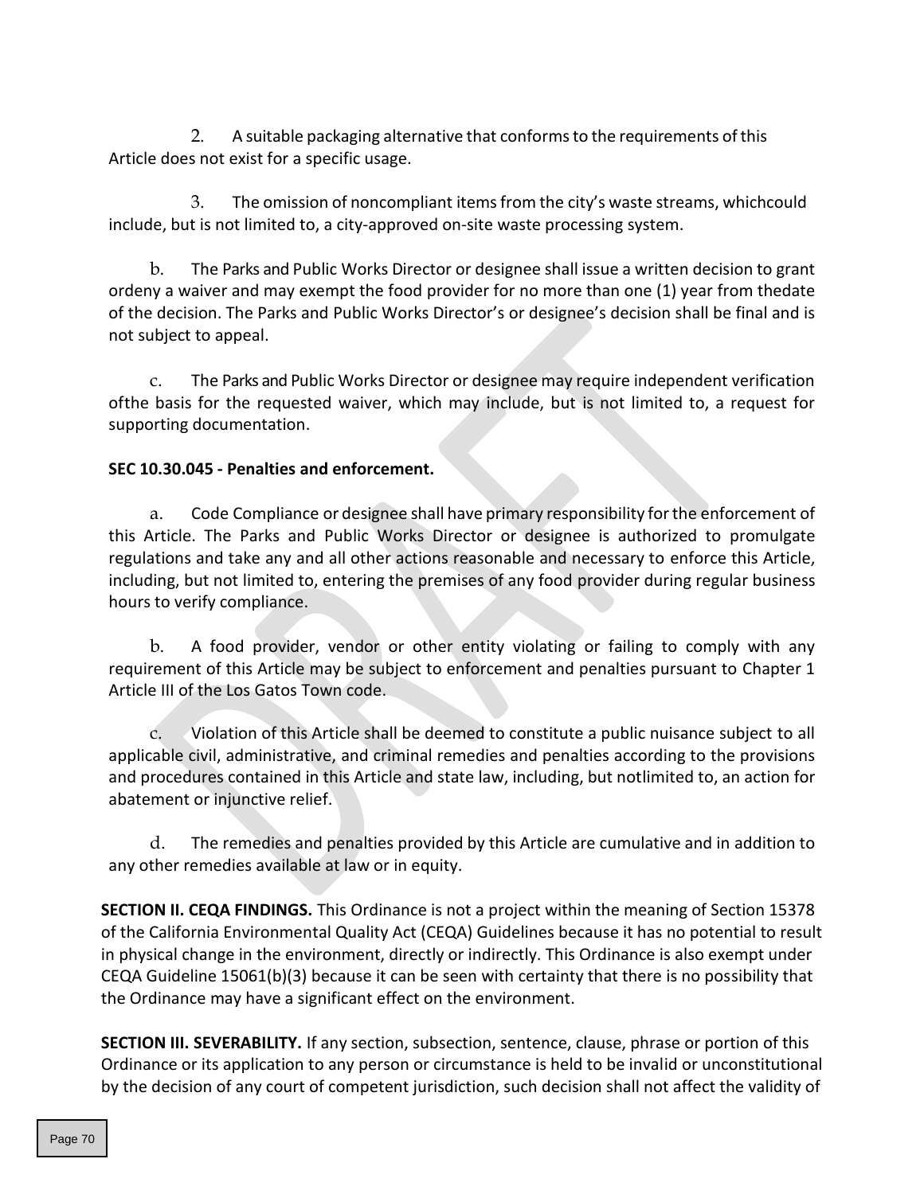2. A suitable packaging alternative that conforms to the requirements of this Article does not exist for a specific usage.

3. The omission of noncompliant items from the city's waste streams, whichcould include, but is not limited to, a city-approved on-site waste processing system.

b. The Parks and Public Works Director or designee shall issue a written decision to grant ordeny a waiver and may exempt the food provider for no more than one (1) year from thedate of the decision. The Parks and Public Works Director's or designee's decision shall be final and is not subject to appeal.

c. The Parks and Public Works Director or designee may require independent verification ofthe basis for the requested waiver, which may include, but is not limited to, a request for supporting documentation.

**SEC 10.30.045 - Penalties and enforcement.**

a. Code Compliance or designee shall have primary responsibility for the enforcement of this Article. The Parks and Public Works Director or designee is authorized to promulgate regulations and take any and all other actions reasonable and necessary to enforce this Article, including, but not limited to, entering the premises of any food provider during regular business hours to verify compliance.

b. A food provider, vendor or other entity violating or failing to comply with any requirement of this Article may be subject to enforcement and penalties pursuant to Chapter 1 Article III of the Los Gatos Town code.

c. Violation of this Article shall be deemed to constitute a public nuisance subject to all applicable civil, administrative, and criminal remedies and penalties according to the provisions and procedures contained in this Article and state law, including, but notlimited to, an action for abatement or injunctive relief.

d. The remedies and penalties provided by this Article are cumulative and in addition to any other remedies available at law or in equity.

**SECTION II. CEQA FINDINGS.** This Ordinance is not a project within the meaning of Section 15378 of the California Environmental Quality Act (CEQA) Guidelines because it has no potential to result in physical change in the environment, directly or indirectly. This Ordinance is also exempt under CEQA Guideline 15061(b)(3) because it can be seen with certainty that there is no possibility that the Ordinance may have a significant effect on the environment.

**SECTION III. SEVERABILITY.** If any section, subsection, sentence, clause, phrase or portion of this Ordinance or its application to any person or circumstance is held to be invalid or unconstitutional by the decision of any court of competent jurisdiction, such decision shall not affect the validity of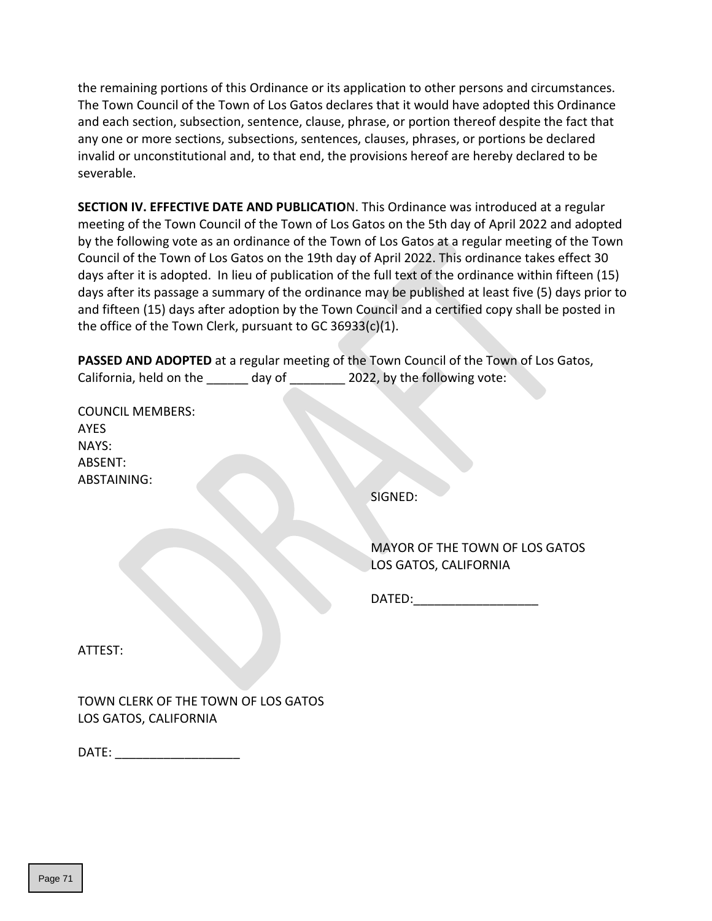the remaining portions of this Ordinance or its application to other persons and circumstances. The Town Council of the Town of Los Gatos declares that it would have adopted this Ordinance and each section, subsection, sentence, clause, phrase, or portion thereof despite the fact that any one or more sections, subsections, sentences, clauses, phrases, or portions be declared invalid or unconstitutional and, to that end, the provisions hereof are hereby declared to be severable.

**SECTION IV. EFFECTIVE DATE AND PUBLICATIO**N. This Ordinance was introduced at a regular meeting of the Town Council of the Town of Los Gatos on the 5th day of April 2022 and adopted by the following vote as an ordinance of the Town of Los Gatos at a regular meeting of the Town Council of the Town of Los Gatos on the 19th day of April 2022. This ordinance takes effect 30 days after it is adopted. In lieu of publication of the full text of the ordinance within fifteen (15) days after its passage a summary of the ordinance may be published at least five (5) days prior to and fifteen (15) days after adoption by the Town Council and a certified copy shall be posted in the office of the Town Clerk, pursuant to GC 36933(c)(1).

**PASSED AND ADOPTED** at a regular meeting of the Town Council of the Town of Los Gatos, California, held on the ______ day of ________ 2022, by the following vote:

COUNCIL MEMBERS:
AYES
NAYS:
ABSENT:
ABSTAINING:

SIGNED:

MAYOR OF THE TOWN OF LOS GATOS
LOS GATOS, CALIFORNIA

DATED:__________________

ATTEST:

TOWN CLERK OF THE TOWN OF LOS GATOS
LOS GATOS, CALIFORNIA

DATE: __________________